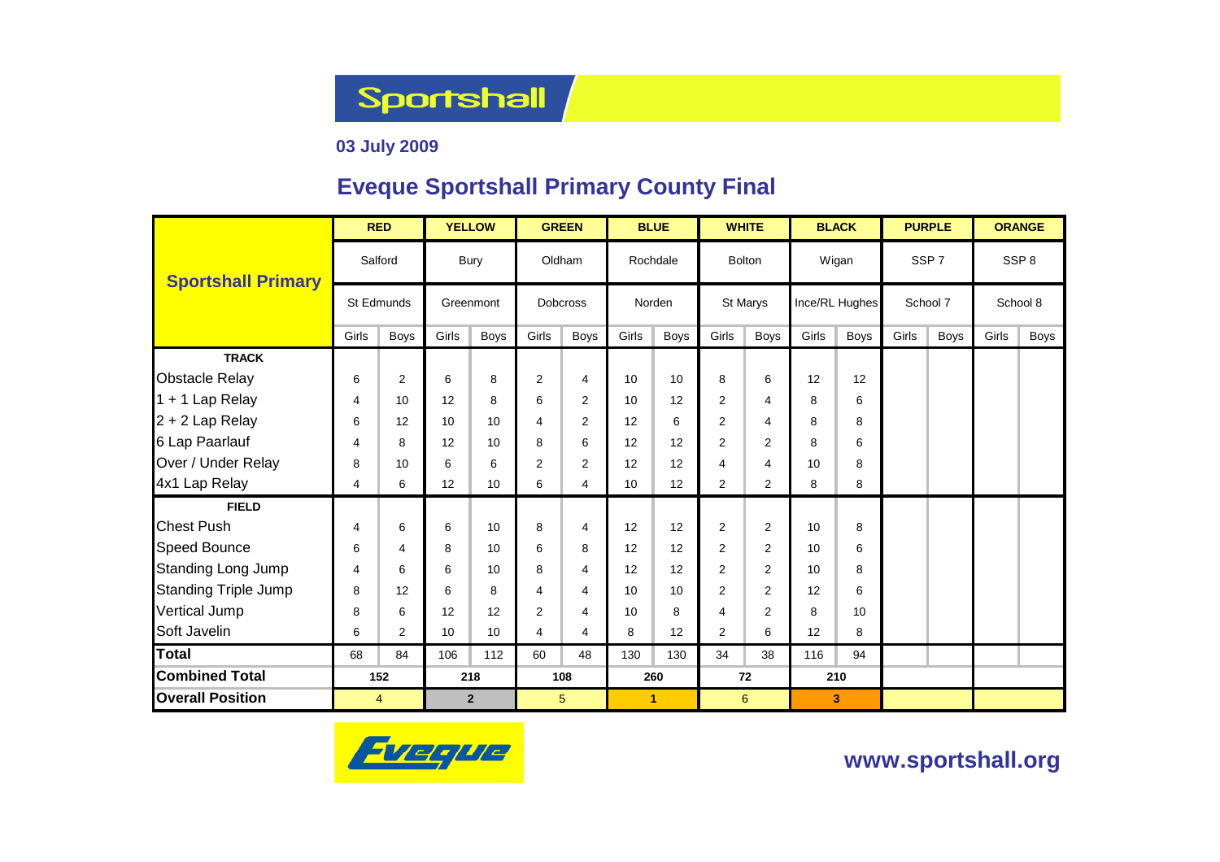Sportshall

**03 July 2009**

## Eveque Sportshall Primary County Final

| Sportshall Primary | RED | | YELLOW | | GREEN | | BLUE | | WHITE | | BLACK | | PURPLE | | ORANGE | |
|---|---|---|---|---|---|---|---|---|---|---|---|---|---|---|---|---|
| | Salford | | Bury | | Oldham | | Rochdale | | Bolton | | Wigan | | SSP 7 | | SSP 8 | |
| | St Edmunds | | Greenmont | | Dobcross | | Norden | | St Marys | | Ince/RL Hughes | | School 7 | | School 8 | |
| | Girls | Boys | Girls | Boys | Girls | Boys | Girls | Boys | Girls | Boys | Girls | Boys | Girls | Boys | Girls | Boys |
| **TRACK** | | | | | | | | | | | | | | | | |
| Obstacle Relay | 6 | 2 | 6 | 8 | 2 | 4 | 10 | 10 | 8 | 6 | 12 | 12 | | | | |
| 1 + 1 Lap Relay | 4 | 10 | 12 | 8 | 6 | 2 | 10 | 12 | 2 | 4 | 8 | 6 | | | | |
| 2 + 2 Lap Relay | 6 | 12 | 10 | 10 | 4 | 2 | 12 | 6 | 2 | 4 | 8 | 8 | | | | |
| 6 Lap Paarlauf | 4 | 8 | 12 | 10 | 8 | 6 | 12 | 12 | 2 | 2 | 8 | 6 | | | | |
| Over / Under Relay | 8 | 10 | 6 | 6 | 2 | 2 | 12 | 12 | 4 | 4 | 10 | 8 | | | | |
| 4x1 Lap Relay | 4 | 6 | 12 | 10 | 6 | 4 | 10 | 12 | 2 | 2 | 8 | 8 | | | | |
| **FIELD** | | | | | | | | | | | | | | | | |
| Chest Push | 4 | 6 | 6 | 10 | 8 | 4 | 12 | 12 | 2 | 2 | 10 | 8 | | | | |
| Speed Bounce | 6 | 4 | 8 | 10 | 6 | 8 | 12 | 12 | 2 | 2 | 10 | 6 | | | | |
| Standing Long Jump | 4 | 6 | 6 | 10 | 8 | 4 | 12 | 12 | 2 | 2 | 10 | 8 | | | | |
| Standing Triple Jump | 8 | 12 | 6 | 8 | 4 | 4 | 10 | 10 | 2 | 2 | 12 | 6 | | | | |
| Vertical Jump | 8 | 6 | 12 | 12 | 2 | 4 | 10 | 8 | 4 | 2 | 8 | 10 | | | | |
| Soft Javelin | 6 | 2 | 10 | 10 | 4 | 4 | 8 | 12 | 2 | 6 | 12 | 8 | | | | |
| **Total** | 68 | 84 | 106 | 112 | 60 | 48 | 130 | 130 | 34 | 38 | 116 | 94 | | | | |
| **Combined Total** | 152 | | 218 | | 108 | | 260 | | 72 | | 210 | | | | | |
| **Overall Position** | 4 | | 2 | | 5 | | 1 | | 6 | | 3 | | | | | |

Eveque

www.sportshall.org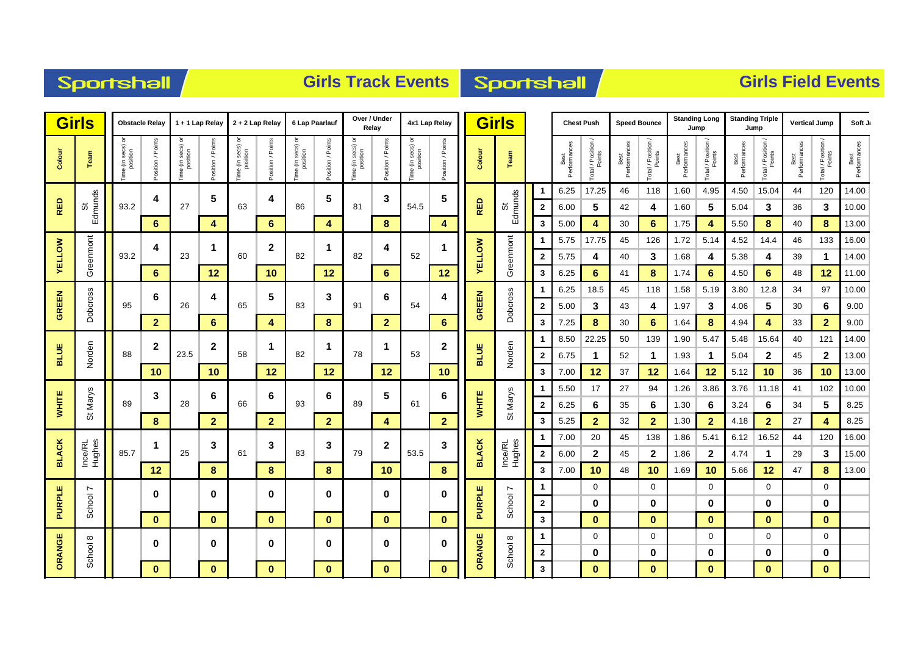# Sportshall — Girls Track Events

| Colour | Team | Obstacle Relay Time (in secs) or position | Obstacle Relay Position / Points | 1 + 1 Lap Relay Time (in secs) or position | 1 + 1 Lap Relay Position / Points | 2 + 2 Lap Relay Time (in secs) or position | 2 + 2 Lap Relay Position / Points | 6 Lap Paarlauf Time (in secs) or position | 6 Lap Paarlauf Position / Points | Over / Under Relay Time (in secs) or position | Over / Under Relay Position / Points | 4x1 Lap Relay Time (in secs) or position | 4x1 Lap Relay Position / Points |
|---|---|---|---|---|---|---|---|---|---|---|---|---|---|
| RED | St Edmunds | 93.2 | 4 | 27 | 5 | 63 | 4 | 86 | 5 | 81 | 3 | 54.5 | 5 |
| | | | 6 | | 4 | | 6 | | 4 | | 8 | | 4 |
| YELLOW | Greenmont | 93.2 | 4 | 23 | 1 | 60 | 2 | 82 | 1 | 82 | 4 | 52 | 1 |
| | | | 6 | | 12 | | 10 | | 12 | | 6 | | 12 |
| GREEN | Dobcross | 95 | 6 | 26 | 4 | 65 | 5 | 83 | 3 | 91 | 6 | 54 | 4 |
| | | | 2 | | 6 | | 4 | | 8 | | 2 | | 6 |
| BLUE | Norden | 88 | 2 | 23.5 | 2 | 58 | 1 | 82 | 1 | 78 | 1 | 53 | 2 |
| | | | 10 | | 10 | | 12 | | 12 | | 12 | | 10 |
| WHITE | St Marys | 89 | 3 | 28 | 6 | 66 | 6 | 93 | 6 | 89 | 5 | 61 | 6 |
| | | | 8 | | 2 | | 2 | | 2 | | 4 | | 2 |
| BLACK | Ince/RL Hughes | 85.7 | 1 | 25 | 3 | 61 | 3 | 83 | 3 | 79 | 2 | 53.5 | 3 |
| | | | 12 | | 8 | | 8 | | 8 | | 10 | | 8 |
| PURPLE | School 7 | | 0 | | 0 | | 0 | | 0 | | 0 | | 0 |
| | | | 0 | | 0 | | 0 | | 0 | | 0 | | 0 |
| ORANGE | School 8 | | 0 | | 0 | | 0 | | 0 | | 0 | | 0 |
| | | | 0 | | 0 | | 0 | | 0 | | 0 | | 0 |

# Sportshall — Girls Field Events

| Colour | Team | | Chest Push Best Performances | Chest Push Total / Position / Points | Speed Bounce Best Performances | Speed Bounce Total / Position / Points | Standing Long Jump Best Performances | Standing Long Jump Total / Position / Points | Standing Triple Jump Best Performances | Standing Triple Jump Total / Position / Points | Vertical Jump Best Performances | Vertical Jump Total / Position / Points | Soft Ja… Best Performances |
|---|---|---|---|---|---|---|---|---|---|---|---|---|---|
| RED | St Edmunds | 1 | 6.25 | 17.25 | 46 | 118 | 1.60 | 4.95 | 4.50 | 15.04 | 44 | 120 | 14.00 |
| | | 2 | 6.00 | 5 | 42 | 4 | 1.60 | 5 | 5.04 | 3 | 36 | 3 | 10.00 |
| | | 3 | 5.00 | 4 | 30 | 6 | 1.75 | 4 | 5.50 | 8 | 40 | 8 | 13.00 |
| YELLOW | Greenmont | 1 | 5.75 | 17.75 | 45 | 126 | 1.72 | 5.14 | 4.52 | 14.4 | 46 | 133 | 16.00 |
| | | 2 | 5.75 | 4 | 40 | 3 | 1.68 | 4 | 5.38 | 4 | 39 | 1 | 14.00 |
| | | 3 | 6.25 | 6 | 41 | 8 | 1.74 | 6 | 4.50 | 6 | 48 | 12 | 11.00 |
| GREEN | Dobcross | 1 | 6.25 | 18.5 | 45 | 118 | 1.58 | 5.19 | 3.80 | 12.8 | 34 | 97 | 10.00 |
| | | 2 | 5.00 | 3 | 43 | 4 | 1.97 | 3 | 4.06 | 5 | 30 | 6 | 9.00 |
| | | 3 | 7.25 | 8 | 30 | 6 | 1.64 | 8 | 4.94 | 4 | 33 | 2 | 9.00 |
| BLUE | Norden | 1 | 8.50 | 22.25 | 50 | 139 | 1.90 | 5.47 | 5.48 | 15.64 | 40 | 121 | 14.00 |
| | | 2 | 6.75 | 1 | 52 | 1 | 1.93 | 1 | 5.04 | 2 | 45 | 2 | 13.00 |
| | | 3 | 7.00 | 12 | 37 | 12 | 1.64 | 12 | 5.12 | 10 | 36 | 10 | 13.00 |
| WHITE | St Marys | 1 | 5.50 | 17 | 27 | 94 | 1.26 | 3.86 | 3.76 | 11.18 | 41 | 102 | 10.00 |
| | | 2 | 6.25 | 6 | 35 | 6 | 1.30 | 6 | 3.24 | 6 | 34 | 5 | 8.25 |
| | | 3 | 5.25 | 2 | 32 | 2 | 1.30 | 2 | 4.18 | 2 | 27 | 4 | 8.25 |
| BLACK | Ince/RL Hughes | 1 | 7.00 | 20 | 45 | 138 | 1.86 | 5.41 | 6.12 | 16.52 | 44 | 120 | 16.00 |
| | | 2 | 6.00 | 2 | 45 | 2 | 1.86 | 2 | 4.74 | 1 | 29 | 3 | 15.00 |
| | | 3 | 7.00 | 10 | 48 | 10 | 1.69 | 10 | 5.66 | 12 | 47 | 8 | 13.00 |
| PURPLE | School 7 | 1 | | 0 | | 0 | | 0 | | 0 | | 0 | |
| | | 2 | | 0 | | 0 | | 0 | | 0 | | 0 | |
| | | 3 | | 0 | | 0 | | 0 | | 0 | | 0 | |
| ORANGE | School 8 | 1 | | 0 | | 0 | | 0 | | 0 | | 0 | |
| | | 2 | | 0 | | 0 | | 0 | | 0 | | 0 | |
| | | 3 | | 0 | | 0 | | 0 | | 0 | | 0 | |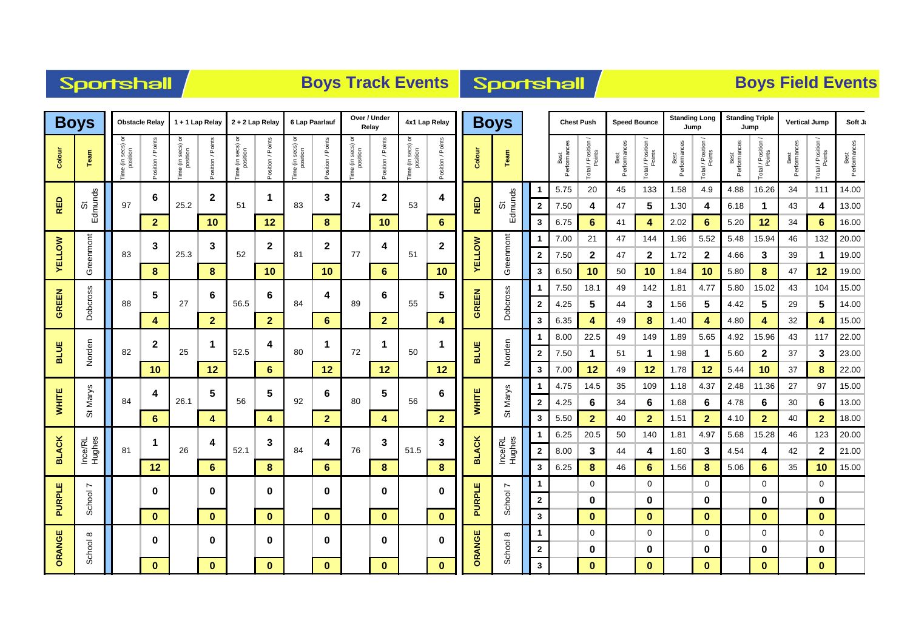## Sportshall — Boys Track Events

| Colour | Team | Obstacle Relay: Time (in secs) or position | Obstacle Relay: Position / Points | 1 + 1 Lap Relay: Time (in secs) or position | 1 + 1 Lap Relay: Position / Points | 2 + 2 Lap Relay: Time (in secs) or position | 2 + 2 Lap Relay: Position / Points | 6 Lap Paarlauf: Time (in secs) or position | 6 Lap Paarlauf: Position / Points | Over / Under Relay: Time (in secs) or position | Over / Under Relay: Position / Points | 4x1 Lap Relay: Time (in secs) or position | 4x1 Lap Relay: Position / Points |
|---|---|---|---|---|---|---|---|---|---|---|---|---|---|
| RED | St Edmunds | 97 | 6 | 25.2 | 2 | 51 | 1 | 83 | 3 | 74 | 2 | 53 | 4 |
| | | | 2 | | 10 | | 12 | | 8 | | 10 | | 6 |
| YELLOW | Greenmont | 83 | 3 | 25.3 | 3 | 52 | 2 | 81 | 2 | 77 | 4 | 51 | 2 |
| | | | 8 | | 8 | | 10 | | 10 | | 6 | | 10 |
| GREEN | Dobcross | 88 | 5 | 27 | 6 | 56.5 | 6 | 84 | 4 | 89 | 6 | 55 | 5 |
| | | | 4 | | 2 | | 2 | | 6 | | 2 | | 4 |
| BLUE | Norden | 82 | 2 | 25 | 1 | 52.5 | 4 | 80 | 1 | 72 | 1 | 50 | 1 |
| | | | 10 | | 12 | | 6 | | 12 | | 12 | | 12 |
| WHITE | St Marys | 84 | 4 | 26.1 | 5 | 56 | 5 | 92 | 6 | 80 | 5 | 56 | 6 |
| | | | 6 | | 4 | | 4 | | 2 | | 4 | | 2 |
| BLACK | Ince/RL Hughes | 81 | 1 | 26 | 4 | 52.1 | 3 | 84 | 4 | 76 | 3 | 51.5 | 3 |
| | | | 12 | | 6 | | 8 | | 6 | | 8 | | 8 |
| PURPLE | School 7 | | 0 | | 0 | | 0 | | 0 | | 0 | | 0 |
| | | | 0 | | 0 | | 0 | | 0 | | 0 | | 0 |
| ORANGE | School 8 | | 0 | | 0 | | 0 | | 0 | | 0 | | 0 |
| | | | 0 | | 0 | | 0 | | 0 | | 0 | | 0 |

## Sportshall — Boys Field Events

| Colour | Team | | Chest Push: Best Performances | Chest Push: Total / Position / Points | Speed Bounce: Best Performances | Speed Bounce: Total / Position / Points | Standing Long Jump: Best Performances | Standing Long Jump: Total / Position / Points | Standing Triple Jump: Best Performances | Standing Triple Jump: Total / Position / Points | Vertical Jump: Best Performances | Vertical Jump: Total / Position / Points | Soft Ja: Best Performances |
|---|---|---|---|---|---|---|---|---|---|---|---|---|---|
| RED | St Edmunds | 1 | 5.75 | 20 | 45 | 133 | 1.58 | 4.9 | 4.88 | 16.26 | 34 | 111 | 14.00 |
| | | 2 | 7.50 | 4 | 47 | 5 | 1.30 | 4 | 6.18 | 1 | 43 | 4 | 13.00 |
| | | 3 | 6.75 | 6 | 41 | 4 | 2.02 | 6 | 5.20 | 12 | 34 | 6 | 16.00 |
| YELLOW | Greenmont | 1 | 7.00 | 21 | 47 | 144 | 1.96 | 5.52 | 5.48 | 15.94 | 46 | 132 | 20.00 |
| | | 2 | 7.50 | 2 | 47 | 2 | 1.72 | 2 | 4.66 | 3 | 39 | 1 | 19.00 |
| | | 3 | 6.50 | 10 | 50 | 10 | 1.84 | 10 | 5.80 | 8 | 47 | 12 | 19.00 |
| GREEN | Dobcross | 1 | 7.50 | 18.1 | 49 | 142 | 1.81 | 4.77 | 5.80 | 15.02 | 43 | 104 | 15.00 |
| | | 2 | 4.25 | 5 | 44 | 3 | 1.56 | 5 | 4.42 | 5 | 29 | 5 | 14.00 |
| | | 3 | 6.35 | 4 | 49 | 8 | 1.40 | 4 | 4.80 | 4 | 32 | 4 | 15.00 |
| BLUE | Norden | 1 | 8.00 | 22.5 | 49 | 149 | 1.89 | 5.65 | 4.92 | 15.96 | 43 | 117 | 22.00 |
| | | 2 | 7.50 | 1 | 51 | 1 | 1.98 | 1 | 5.60 | 2 | 37 | 3 | 23.00 |
| | | 3 | 7.00 | 12 | 49 | 12 | 1.78 | 12 | 5.44 | 10 | 37 | 8 | 22.00 |
| WHITE | St Marys | 1 | 4.75 | 14.5 | 35 | 109 | 1.18 | 4.37 | 2.48 | 11.36 | 27 | 97 | 15.00 |
| | | 2 | 4.25 | 6 | 34 | 6 | 1.68 | 6 | 4.78 | 6 | 30 | 6 | 13.00 |
| | | 3 | 5.50 | 2 | 40 | 2 | 1.51 | 2 | 4.10 | 2 | 40 | 2 | 18.00 |
| BLACK | Ince/RL Hughes | 1 | 6.25 | 20.5 | 50 | 140 | 1.81 | 4.97 | 5.68 | 15.28 | 46 | 123 | 20.00 |
| | | 2 | 8.00 | 3 | 44 | 4 | 1.60 | 3 | 4.54 | 4 | 42 | 2 | 21.00 |
| | | 3 | 6.25 | 8 | 46 | 6 | 1.56 | 8 | 5.06 | 6 | 35 | 10 | 15.00 |
| PURPLE | School 7 | 1 | | 0 | | 0 | | 0 | | 0 | | 0 | |
| | | 2 | | 0 | | 0 | | 0 | | 0 | | 0 | |
| | | 3 | | 0 | | 0 | | 0 | | 0 | | 0 | |
| ORANGE | School 8 | 1 | | 0 | | 0 | | 0 | | 0 | | 0 | |
| | | 2 | | 0 | | 0 | | 0 | | 0 | | 0 | |
| | | 3 | | 0 | | 0 | | 0 | | 0 | | 0 | |